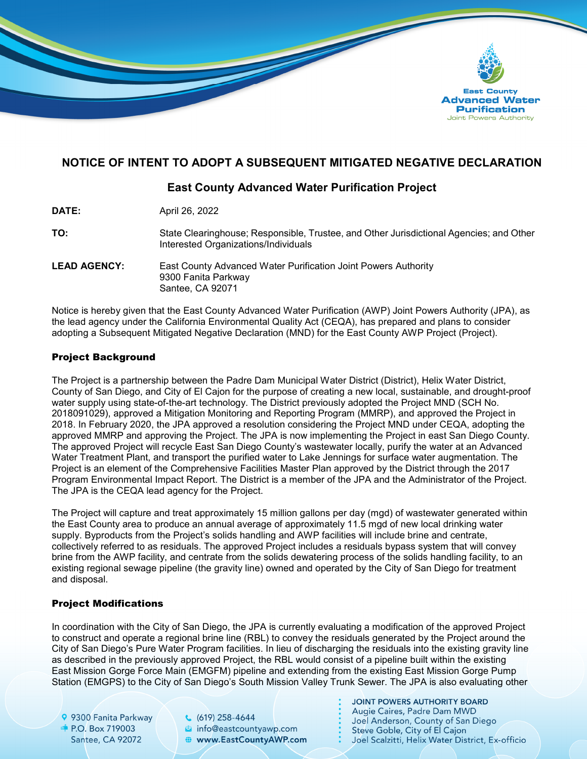East County **Advanced Water Purification** Joint Powers Authority

## NOTICE OF INTENT TO ADOPT A SUBSEQUENT MITIGATED NEGATIVE DECLARATION

### East County Advanced Water Purification Project

**DATE:** April 26, 2022

**TO:** State Clearinghouse; Responsible, Trustee, and Other Jurisdictional Agencies; and Other Interested Organizations/Individuals

**LEAD AGENCY:** East County Advanced Water Purification Joint Powers Authority
9300 Fanita Parkway
Santee, CA 92071

Notice is hereby given that the East County Advanced Water Purification (AWP) Joint Powers Authority (JPA), as the lead agency under the California Environmental Quality Act (CEQA), has prepared and plans to consider adopting a Subsequent Mitigated Negative Declaration (MND) for the East County AWP Project (Project).

#### Project Background

The Project is a partnership between the Padre Dam Municipal Water District (District), Helix Water District, County of San Diego, and City of El Cajon for the purpose of creating a new local, sustainable, and drought-proof water supply using state-of-the-art technology. The District previously adopted the Project MND (SCH No. 2018091029), approved a Mitigation Monitoring and Reporting Program (MMRP), and approved the Project in 2018. In February 2020, the JPA approved a resolution considering the Project MND under CEQA, adopting the approved MMRP and approving the Project. The JPA is now implementing the Project in east San Diego County. The approved Project will recycle East San Diego County's wastewater locally, purify the water at an Advanced Water Treatment Plant, and transport the purified water to Lake Jennings for surface water augmentation. The Project is an element of the Comprehensive Facilities Master Plan approved by the District through the 2017 Program Environmental Impact Report. The District is a member of the JPA and the Administrator of the Project. The JPA is the CEQA lead agency for the Project.

The Project will capture and treat approximately 15 million gallons per day (mgd) of wastewater generated within the East County area to produce an annual average of approximately 11.5 mgd of new local drinking water supply. Byproducts from the Project's solids handling and AWP facilities will include brine and centrate, collectively referred to as residuals. The approved Project includes a residuals bypass system that will convey brine from the AWP facility, and centrate from the solids dewatering process of the solids handling facility, to an existing regional sewage pipeline (the gravity line) owned and operated by the City of San Diego for treatment and disposal.

#### Project Modifications

In coordination with the City of San Diego, the JPA is currently evaluating a modification of the approved Project to construct and operate a regional brine line (RBL) to convey the residuals generated by the Project around the City of San Diego's Pure Water Program facilities. In lieu of discharging the residuals into the existing gravity line as described in the previously approved Project, the RBL would consist of a pipeline built within the existing East Mission Gorge Force Main (EMGFM) pipeline and extending from the existing East Mission Gorge Pump Station (EMGPS) to the City of San Diego's South Mission Valley Trunk Sewer. The JPA is also evaluating other

9300 Fanita Parkway
P.O. Box 719003
Santee, CA 92072

(619) 258-4644
info@eastcountyawp.com
www.EastCountyAWP.com

**JOINT POWERS AUTHORITY BOARD**
Augie Caires, Padre Dam MWD
Joel Anderson, County of San Diego
Steve Goble, City of El Cajon
Joel Scalzitti, Helix Water District, Ex-officio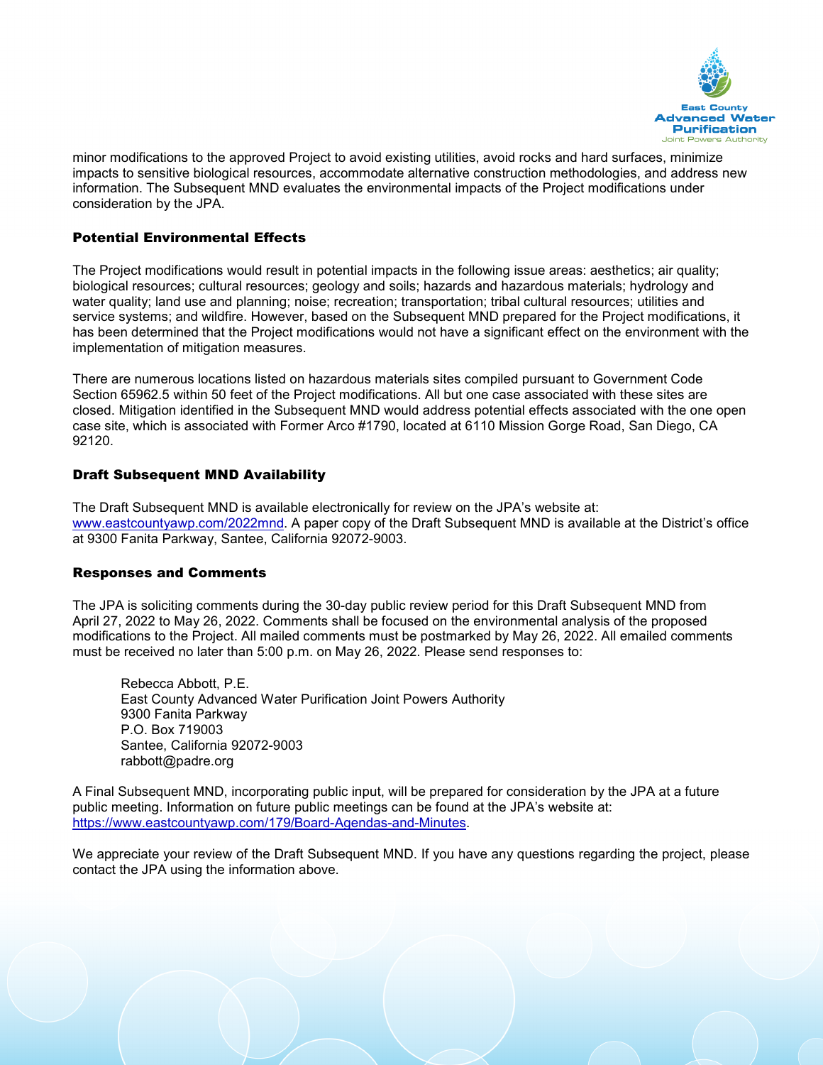minor modifications to the approved Project to avoid existing utilities, avoid rocks and hard surfaces, minimize impacts to sensitive biological resources, accommodate alternative construction methodologies, and address new information. The Subsequent MND evaluates the environmental impacts of the Project modifications under consideration by the JPA.

### Potential Environmental Effects

The Project modifications would result in potential impacts in the following issue areas: aesthetics; air quality; biological resources; cultural resources; geology and soils; hazards and hazardous materials; hydrology and water quality; land use and planning; noise; recreation; transportation; tribal cultural resources; utilities and service systems; and wildfire. However, based on the Subsequent MND prepared for the Project modifications, it has been determined that the Project modifications would not have a significant effect on the environment with the implementation of mitigation measures.

There are numerous locations listed on hazardous materials sites compiled pursuant to Government Code Section 65962.5 within 50 feet of the Project modifications. All but one case associated with these sites are closed. Mitigation identified in the Subsequent MND would address potential effects associated with the one open case site, which is associated with Former Arco #1790, located at 6110 Mission Gorge Road, San Diego, CA 92120.

### Draft Subsequent MND Availability

The Draft Subsequent MND is available electronically for review on the JPA's website at: www.eastcountyawp.com/2022mnd. A paper copy of the Draft Subsequent MND is available at the District's office at 9300 Fanita Parkway, Santee, California 92072-9003.

### Responses and Comments

The JPA is soliciting comments during the 30-day public review period for this Draft Subsequent MND from April 27, 2022 to May 26, 2022. Comments shall be focused on the environmental analysis of the proposed modifications to the Project. All mailed comments must be postmarked by May 26, 2022. All emailed comments must be received no later than 5:00 p.m. on May 26, 2022. Please send responses to:

Rebecca Abbott, P.E.  
East County Advanced Water Purification Joint Powers Authority  
9300 Fanita Parkway  
P.O. Box 719003  
Santee, California 92072-9003  
rabbott@padre.org

A Final Subsequent MND, incorporating public input, will be prepared for consideration by the JPA at a future public meeting. Information on future public meetings can be found at the JPA's website at: https://www.eastcountyawp.com/179/Board-Agendas-and-Minutes.

We appreciate your review of the Draft Subsequent MND. If you have any questions regarding the project, please contact the JPA using the information above.